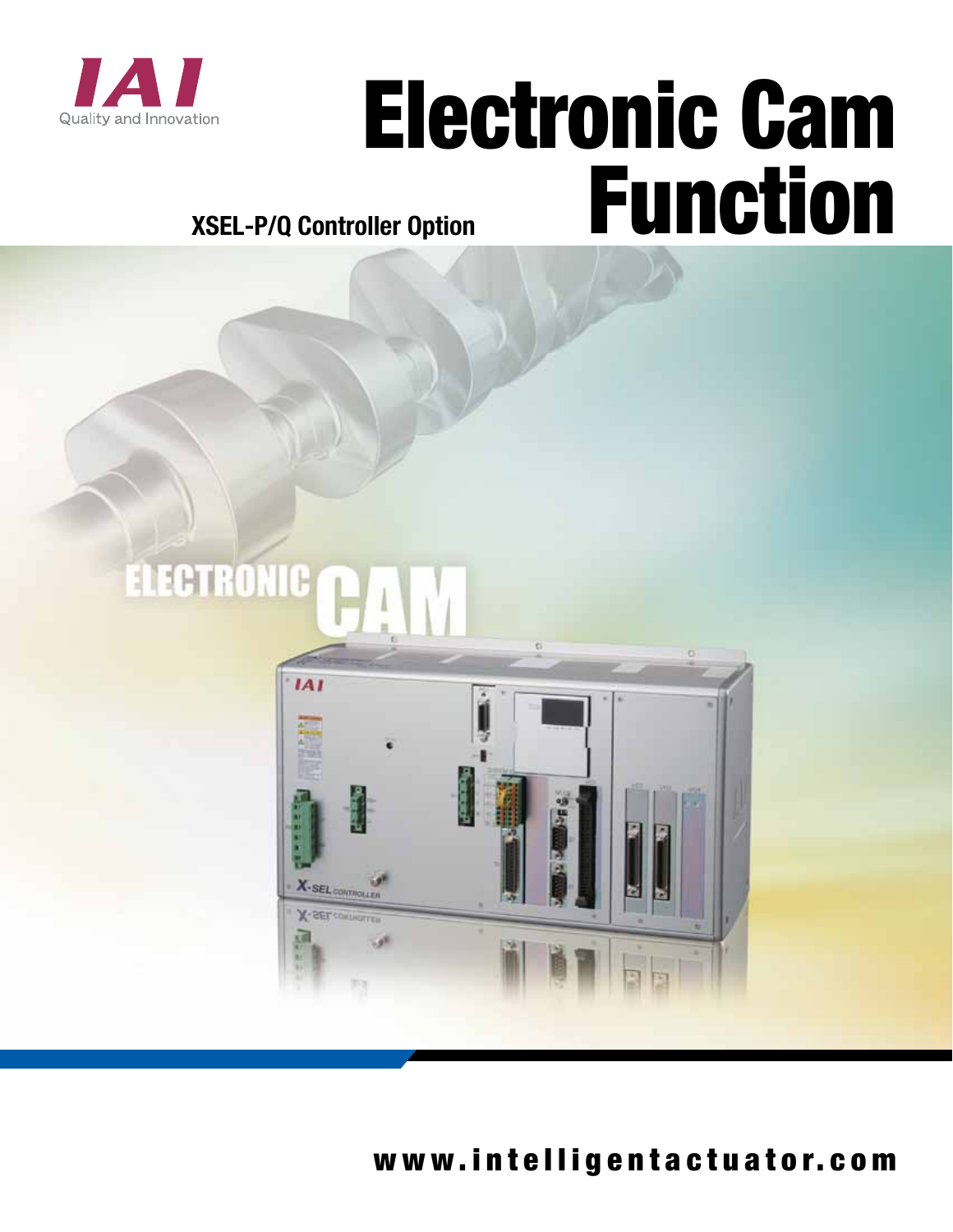IAI

Quality and Innovation

# Electronic Cam Function

**XSEL-P/Q Controller Option**

ELECTRONIC CAM

**www.intelligentactuator.com**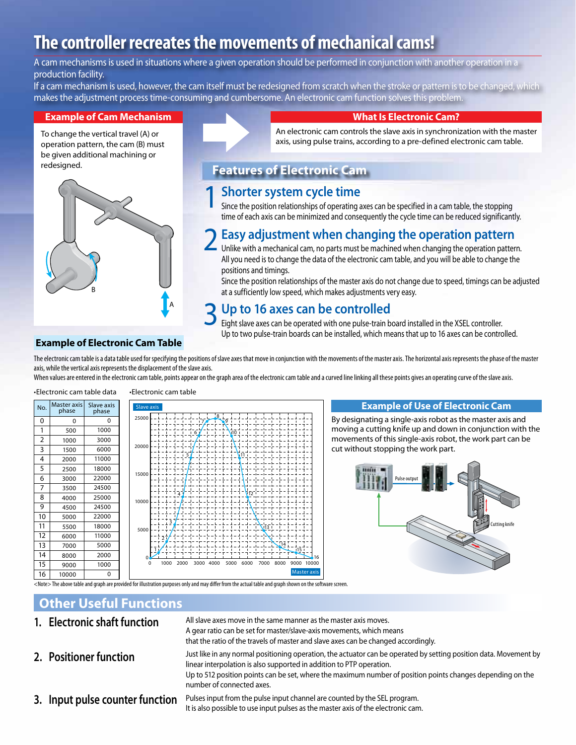# The controller recreates the movements of mechanical cams!

A cam mechanisms is used in situations where a given operation should be performed in conjunction with another operation in a production facility.
If a cam mechanism is used, however, the cam itself must be redesigned from scratch when the stroke or pattern is to be changed, which makes the adjustment process time-consuming and cumbersome. An electronic cam function solves this problem.

## Example of Cam Mechanism

To change the vertical travel (A) or operation pattern, the cam (B) must be given additional machining or redesigned.

## What Is Electronic Cam?

An electronic cam controls the slave axis in synchronization with the master axis, using pulse trains, according to a pre-defined electronic cam table.

## Features of Electronic Cam

### 1 Shorter system cycle time

Since the position relationships of operating axes can be specified in a cam table, the stopping time of each axis can be minimized and consequently the cycle time can be reduced significantly.

### 2 Easy adjustment when changing the operation pattern

Unlike with a mechanical cam, no parts must be machined when changing the operation pattern.
All you need is to change the data of the electronic cam table, and you will be able to change the positions and timings.
Since the position relationships of the master axis do not change due to speed, timings can be adjusted at a sufficiently low speed, which makes adjustments very easy.

### 3 Up to 16 axes can be controlled

Eight slave axes can be operated with one pulse-train board installed in the XSEL controller.
Up to two pulse-train boards can be installed, which means that up to 16 axes can be controlled.

## Example of Electronic Cam Table

The electronic cam table is a data table used for specifying the positions of slave axes that move in conjunction with the movements of the master axis. The horizontal axis represents the phase of the master axis, while the vertical axis represents the displacement of the slave axis.
When values are entered in the electronic cam table, points appear on the graph area of the electronic cam table and a curved line linking all these points gives an operating curve of the slave axis.

•Electronic cam table data

| No. | Master axis phase | Slave axis phase |
|---|---|---|
| 0 | 0 | 0 |
| 1 | 500 | 1000 |
| 2 | 1000 | 3000 |
| 3 | 1500 | 6000 |
| 4 | 2000 | 11000 |
| 5 | 2500 | 18000 |
| 6 | 3000 | 22000 |
| 7 | 3500 | 24500 |
| 8 | 4000 | 25000 |
| 9 | 4500 | 24500 |
| 10 | 5000 | 22000 |
| 11 | 5500 | 18000 |
| 12 | 6000 | 11000 |
| 13 | 7000 | 5000 |
| 14 | 8000 | 2000 |
| 15 | 9000 | 1000 |
| 16 | 10000 | 0 |

•Electronic cam table

<Note> The above table and graph are provided for illustration purposes only and may differ from the actual table and graph shown on the software screen.

## Example of Use of Electronic Cam

By designating a single-axis robot as the master axis and moving a cutting knife up and down in conjunction with the movements of this single-axis robot, the work part can be cut without stopping the work part.

## Other Useful Functions

**1. Electronic shaft function**

All slave axes move in the same manner as the master axis moves.
A gear ratio can be set for master/slave-axis movements, which means that the ratio of the travels of master and slave axes can be changed accordingly.

**2. Positioner function**

Just like in any normal positioning operation, the actuator can be operated by setting position data. Movement by linear interpolation is also supported in addition to PTP operation.
Up to 512 position points can be set, where the maximum number of position points changes depending on the number of connected axes.

**3. Input pulse counter function**

Pulses input from the pulse input channel are counted by the SEL program.
It is also possible to use input pulses as the master axis of the electronic cam.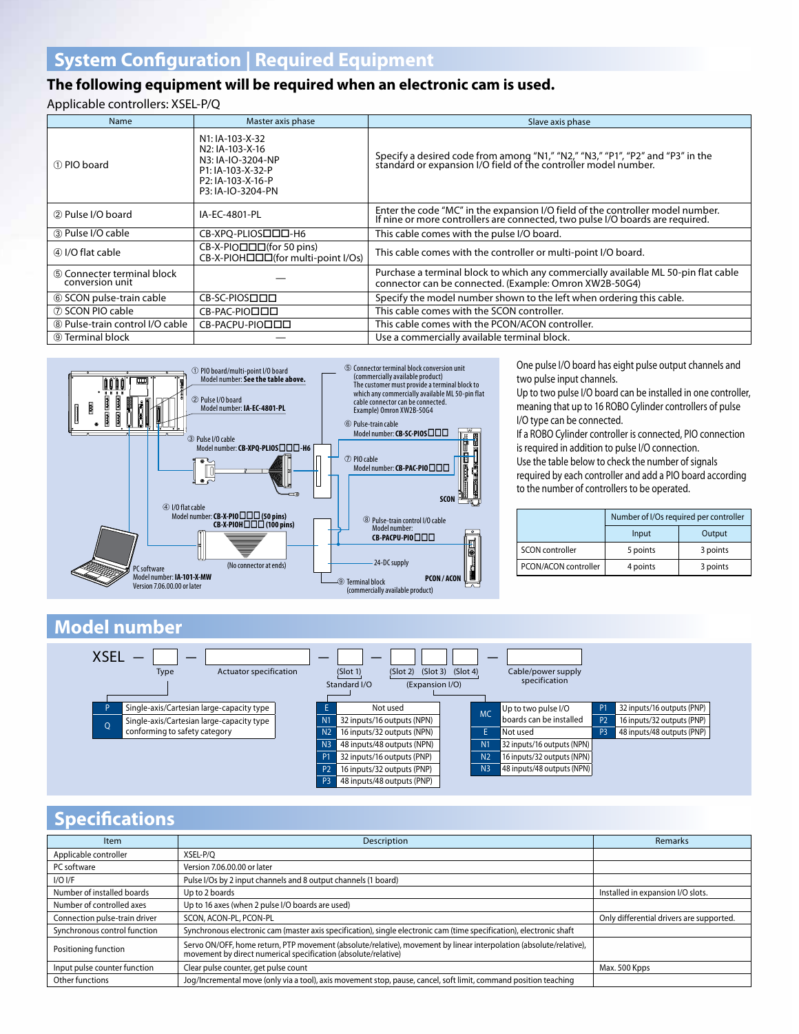## System Configuration | Required Equipment

### The following equipment will be required when an electronic cam is used.

Applicable controllers: XSEL-P/Q

| Name | Master axis phase | Slave axis phase |
|---|---|---|
| ① PIO board | N1: IA-103-X-32<br>N2: IA-103-X-16<br>N3: IA-IO-3204-NP<br>P1: IA-103-X-32-P<br>P2: IA-103-X-16-P<br>P3: IA-IO-3204-PN | Specify a desired code from among "N1," "N2," "N3," "P1," "P2" and "P3" in the standard or expansion I/O field of the controller model number. |
| ② Pulse I/O board | IA-EC-4801-PL | Enter the code "MC" in the expansion I/O field of the controller model number. If nine or more controllers are connected, two pulse I/O boards are required. |
| ③ Pulse I/O cable | CB-XPQ-PLIOS□□□-H6 | This cable comes with the pulse I/O board. |
| ④ I/O flat cable | CB-X-PIO□□□(for 50 pins)<br>CB-X-PIOH□□□(for multi-point I/Os) | This cable comes with the controller or multi-point I/O board. |
| ⑤ Connecter terminal block conversion unit | — | Purchase a terminal block to which any commercially available ML 50-pin flat cable connector can be connected. (Example: Omron XW2B-50G4) |
| ⑥ SCON pulse-train cable | CB-SC-PIOS□□□ | Specify the model number shown to the left when ordering this cable. |
| ⑦ SCON PIO cable | CB-PAC-PIO□□□ | This cable comes with the SCON controller. |
| ⑧ Pulse-train control I/O cable | CB-PACPU-PIO□□□ | This cable comes with the PCON/ACON controller. |
| ⑨ Terminal block | — | Use a commercially available terminal block. |

① PIO board/multi-point I/O board Model number: **See the table above.**
② Pulse I/O board Model number: **IA-EC-4801-PL**
③ Pulse I/O cable Model number: **CB-XPQ-PLIOS□□□-H6**
④ I/O flat cable Model number: **CB-X-PIO□□□ (50 pins)** **CB-X-PIOH□□□ (100 pins)**
(No connector at ends)
PC software Model number: **IA-101-X-MW** Version 7.06.00.00 or later
⑤ Connector terminal block conversion unit (commercially available product) The customer must provide a terminal block to which any commercially available ML 50-pin flat cable connector can be connected. Example) Omron XW2B-50G4
⑥ Pulse-train cable Model number: **CB-SC-PIOS□□□**
⑦ PIO cable Model number: **CB-PAC-PIO□□□**
SCON
⑧ Pulse-train control I/O cable Model number: **CB-PACPU-PIO□□□**
24-DC supply
⑨ Terminal block (commercially available product)
PCON / ACON

One pulse I/O board has eight pulse output channels and two pulse input channels.
Up to two pulse I/O board can be installed in one controller, meaning that up to 16 ROBO Cylinder controllers of pulse I/O type can be connected.
If a ROBO Cylinder controller is connected, PIO connection is required in addition to pulse I/O connection.
Use the table below to check the number of signals required by each controller and add a PIO board according to the number of controllers to be operated.

| | Number of I/Os required per controller | |
|---|---|---|
| | Input | Output |
| SCON controller | 5 points | 3 points |
| PCON/ACON controller | 4 points | 3 points |

## Model number

XSEL — [Type] — [Actuator specification] — [(Slot 1) Standard I/O] — [(Slot 2) (Slot 3) (Slot 4) (Expansion I/O)] — [Cable/power supply specification]

**Type**

| | |
|---|---|
| P | Single-axis/Cartesian large-capacity type |
| Q | Single-axis/Cartesian large-capacity type conforming to safety category |

**Standard I/O (Slot 1)**

| | |
|---|---|
| E | Not used |
| N1 | 32 inputs/16 outputs (NPN) |
| N2 | 16 inputs/32 outputs (NPN) |
| N3 | 48 inputs/48 outputs (NPN) |
| P1 | 32 inputs/16 outputs (PNP) |
| P2 | 16 inputs/32 outputs (PNP) |
| P3 | 48 inputs/48 outputs (PNP) |

**Expansion I/O (Slot 2–4)**

| | |
|---|---|
| MC | Up to two pulse I/O boards can be installed |
| E | Not used |
| N1 | 32 inputs/16 outputs (NPN) |
| N2 | 16 inputs/32 outputs (NPN) |
| N3 | 48 inputs/48 outputs (NPN) |
| P1 | 32 inputs/16 outputs (PNP) |
| P2 | 16 inputs/32 outputs (PNP) |
| P3 | 48 inputs/48 outputs (PNP) |

## Specifications

| Item | Description | Remarks |
|---|---|---|
| Applicable controller | XSEL-P/Q | |
| PC software | Version 7.06.00.00 or later | |
| I/O I/F | Pulse I/Os by 2 input channels and 8 output channels (1 board) | |
| Number of installed boards | Up to 2 boards | Installed in expansion I/O slots. |
| Number of controlled axes | Up to 16 axes (when 2 pulse I/O boards are used) | |
| Connection pulse-train driver | SCON, ACON-PL, PCON-PL | Only differential drivers are supported. |
| Synchronous control function | Synchronous electronic cam (master axis specification), single electronic cam (time specification), electronic shaft | |
| Positioning function | Servo ON/OFF, home return, PTP movement (absolute/relative), movement by linear interpolation (absolute/relative), movement by direct numerical specification (absolute/relative) | |
| Input pulse counter function | Clear pulse counter, get pulse count | Max. 500 Kpps |
| Other functions | Jog/Incremental move (only via a tool), axis movement stop, pause, cancel, soft limit, command position teaching | |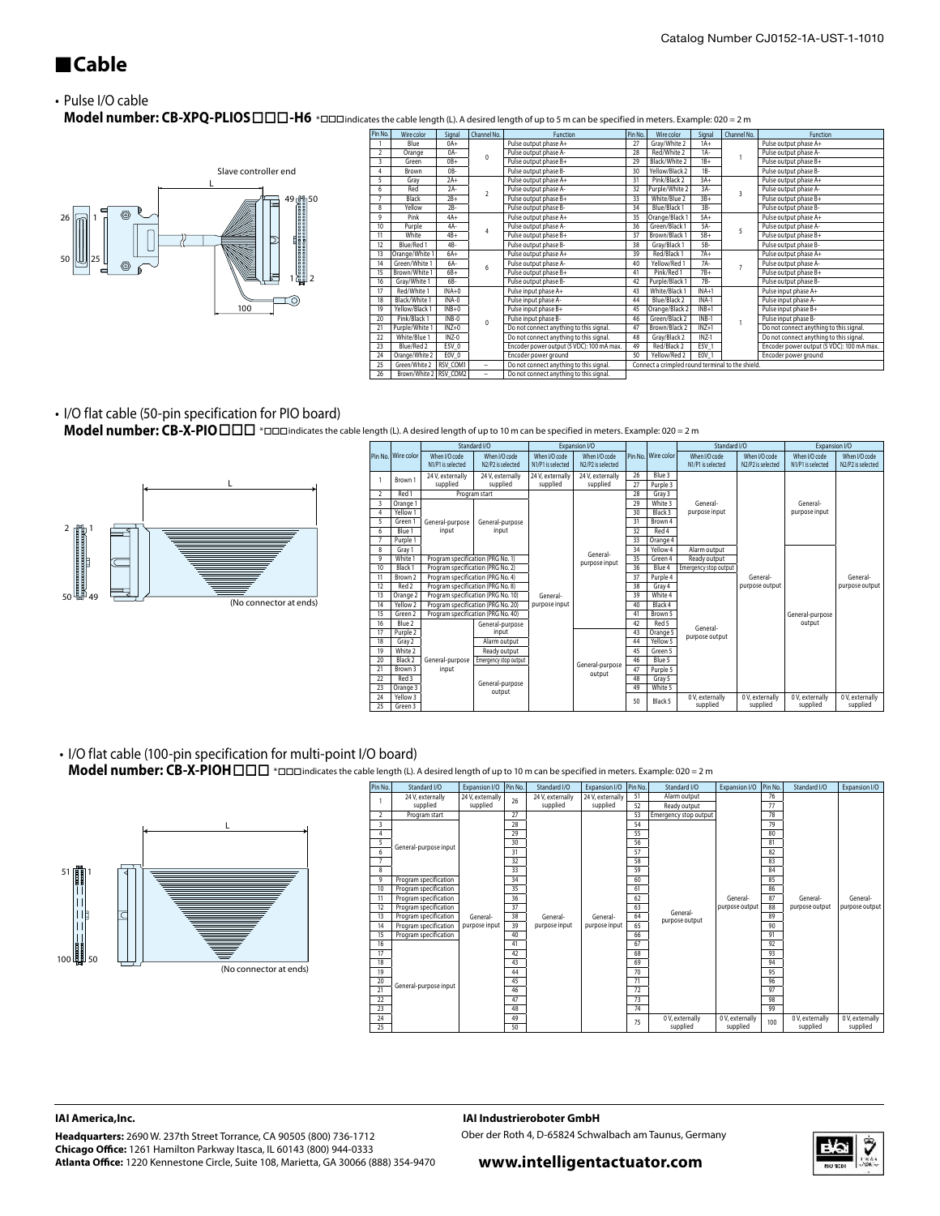## ■Cable

• Pulse I/O cable

**Model number: CB-XPQ-PLIOS□□□-H6** *□□□indicates the cable length (L). A desired length of up to 5 m can be specified in meters. Example: 020 = 2 m

Slave controller end

L

26 1

50 25

49 50

1 2

100

| Pin No. | Wire color | Signal | Channel No. | Function | Pin No. | Wire color | Signal | Channel No. | Function |
|---|---|---|---|---|---|---|---|---|---|
| 1 | Blue | 0A+ | 0 | Pulse output phase A+ | 27 | Gray/White 2 | 1A+ | 1 | Pulse output phase A+ |
| 2 | Orange | 0A- | | Pulse output phase A- | 28 | Red/White 2 | 1A- | | Pulse output phase A- |
| 3 | Green | 0B+ | | Pulse output phase B+ | 29 | Black/White 2 | 1B+ | | Pulse output phase B+ |
| 4 | Brown | 0B- | | Pulse output phase B- | 30 | Yellow/Black 2 | 1B- | | Pulse output phase B- |
| 5 | Gray | 2A+ | 2 | Pulse output phase A+ | 31 | Pink/Black 2 | 3A+ | 3 | Pulse output phase A+ |
| 6 | Red | 2A- | | Pulse output phase A- | 32 | Purple/White 2 | 3A- | | Pulse output phase A- |
| 7 | Black | 2B+ | | Pulse output phase B+ | 33 | White/Blue 2 | 3B+ | | Pulse output phase B+ |
| 8 | Yellow | 2B- | | Pulse output phase B- | 34 | Blue/Black 1 | 3B- | | Pulse output phase B- |
| 9 | Pink | 4A+ | 4 | Pulse output phase A+ | 35 | Orange/Black 1 | 5A+ | 5 | Pulse output phase A+ |
| 10 | Purple | 4A- | | Pulse output phase A- | 36 | Green/Black 1 | 5A- | | Pulse output phase A- |
| 11 | White | 4B+ | | Pulse output phase B+ | 37 | Brown/Black 1 | 5B+ | | Pulse output phase B+ |
| 12 | Blue/Red 1 | 4B- | | Pulse output phase B- | 38 | Gray/Black 1 | 5B- | | Pulse output phase B- |
| 13 | Orange/White 1 | 6A+ | 6 | Pulse output phase A+ | 39 | Red/Black 1 | 7A+ | 7 | Pulse output phase A+ |
| 14 | Green/White 1 | 6A- | | Pulse output phase A- | 40 | Yellow/Red 1 | 7A- | | Pulse output phase A- |
| 15 | Brown/White 1 | 6B+ | | Pulse output phase B+ | 41 | Pink/Red 1 | 7B+ | | Pulse output phase B+ |
| 16 | Gray/White 1 | 6B- | | Pulse output phase B- | 42 | Purple/Black 1 | 7B- | | Pulse output phase B- |
| 17 | Red/White 1 | INA+0 | 0 | Pulse input phase A+ | 43 | White/Black 1 | INA+1 | 1 | Pulse input phase A+ |
| 18 | Black/White 1 | INA-0 | | Pulse input phase A- | 44 | Blue/Black 2 | INA-1 | | Pulse input phase A- |
| 19 | Yellow/Black 1 | INB+0 | | Pulse input phase B+ | 45 | Orange/Black 2 | INB+1 | | Pulse input phase B+ |
| 20 | Pink/Black 1 | INB-0 | | Pulse input phase B- | 46 | Green/Black 2 | INB-1 | | Pulse input phase B- |
| 21 | Purple/White 1 | INZ+0 | | Do not connect anything to this signal. | 47 | Brown/Black 2 | INZ+1 | | Do not connect anything to this signal. |
| 22 | White/Blue 1 | INZ-0 | | Do not connect anything to this signal. | 48 | Gray/Black 2 | INZ-1 | | Do not connect anything to this signal. |
| 23 | Blue/Red 2 | E5V_0 | | Encoder power output (5 VDC): 100 mA max. | 49 | Red/Black 2 | E5V_1 | | Encoder power output (5 VDC): 100 mA max. |
| 24 | Orange/White 2 | E0V_0 | | Encoder power ground | 50 | Yellow/Red 2 | E0V_1 | | Encoder power ground |
| 25 | Green/White 2 | RSV_COM1 | – | Do not connect anything to this signal. | Connect a crimpled round terminal to the shield. | | | | |
| 26 | Brown/White 2 | RSV_COM2 | – | Do not connect anything to this signal. | | | | | |

• I/O flat cable (50-pin specification for PIO board)

**Model number: CB-X-PIO□□□** *□□□indicates the cable length (L). A desired length of up to 10 m can be specified in meters. Example: 020 = 2 m

L

2 1

50 49

(No connector at ends)

| Pin No. | Wire color | Standard I/O | | Expansion I/O | | Pin No. | Wire color | Standard I/O | | Expansion I/O | |
|---|---|---|---|---|---|---|---|---|---|---|---|
| | | When I/O code N1/P1 is selected | When I/O code N2/P2 is selected | When I/O code N1/P1 is selected | When I/O code N2/P2 is selected | | | When I/O code N1/P1 is selected | When I/O code N2/P2 is selected | When I/O code N1/P1 is selected | When I/O code N2/P2 is selected |
| 1 | Brown 1 | 24 V, externally supplied | 24 V, externally supplied | 24 V, externally supplied | 24 V, externally supplied | 26 | Blue 3 | General-purpose input | General-purpose output | General-purpose input | General-purpose output |
| | | | | | | 27 | Purple 3 | | | | |
| 2 | Red 1 | Program start | | General-purpose input | General-purpose input | 28 | Gray 3 | | | | |
| 3 | Orange 1 | General-purpose input | General-purpose input | | | 29 | White 3 | | | | |
| 4 | Yellow 1 | | | | | 30 | Black 3 | | | | |
| 5 | Green 1 | | | | | 31 | Brown 4 | | | | |
| 6 | Blue 1 | | | | | 32 | Red 4 | | | | |
| 7 | Purple 1 | | | | | 33 | Orange 4 | | | | |
| 8 | Gray 1 | | | | | 34 | Yellow 4 | Alarm output | | General-purpose output | |
| 9 | White 1 | Program specification (PRG No. 1) | | | | 35 | Green 4 | Ready output | | | |
| 10 | Black 1 | Program specification (PRG No. 2) | | | | 36 | Blue 4 | Emergency stop output | | | |
| 11 | Brown 2 | Program specification (PRG No. 4) | | | | 37 | Purple 4 | General-purpose output | | | |
| 12 | Red 2 | Program specification (PRG No. 8) | | | | 38 | Gray 4 | | | | |
| 13 | Orange 2 | Program specification (PRG No. 10) | | | | 39 | White 4 | | | | |
| 14 | Yellow 2 | Program specification (PRG No. 20) | | | | 40 | Black 4 | | | | |
| 15 | Green 2 | Program specification (PRG No. 40) | | | | 41 | Brown 5 | | | | |
| 16 | Blue 2 | General-purpose input | General-purpose input | | | 42 | Red 5 | | | | |
| 17 | Purple 2 | | | | General-purpose output | 43 | Orange 5 | | | | |
| 18 | Gray 2 | | Alarm output | | | 44 | Yellow 5 | | | | |
| 19 | White 2 | | Ready output | | | 45 | Green 5 | | | | |
| 20 | Black 2 | | Emergency stop output | | | 46 | Blue 5 | | | | |
| 21 | Brown 3 | | General-purpose output | | | 47 | Purple 5 | | | | |
| 22 | Red 3 | | | | | 48 | Gray 5 | | | | |
| 23 | Orange 3 | | | | | 49 | White 5 | | | | |
| 24 | Yellow 3 | | | | | 50 | Black 5 | 0 V, externally supplied | 0 V, externally supplied | 0 V, externally supplied | 0 V, externally supplied |
| 25 | Green 3 | | | | | | | | | | |

• I/O flat cable (100-pin specification for multi-point I/O board)

**Model number: CB-X-PIOH□□□** *□□□indicates the cable length (L). A desired length of up to 10 m can be specified in meters. Example: 020 = 2 m

L

51 1

100 50

(No connector at ends)

| Pin No. | Standard I/O | Expansion I/O | Pin No. | Standard I/O | Expansion I/O | Pin No. | Standard I/O | Expansion I/O | Pin No. | Standard I/O | Expansion I/O |
|---|---|---|---|---|---|---|---|---|---|---|---|
| 1 | 24 V, externally supplied | 24 V, externally supplied | 26 | 24 V, externally supplied | 24 V, externally supplied | 51 | Alarm output | General-purpose output | 76 | General-purpose output | General-purpose output |
| | | | 27 | General-purpose input | General-purpose input | 52 | Ready output | | 77 | | |
| 2 | Program start | General-purpose input | | | | 53 | Emergency stop output | | 78 | | |
| 3 | General-purpose input | | 28 | | | 54 | General-purpose output | | 79 | | |
| 4 | | | 29 | | | 55 | | | 80 | | |
| 5 | | | 30 | | | 56 | | | 81 | | |
| 6 | | | 31 | | | 57 | | | 82 | | |
| 7 | | | 32 | | | 58 | | | 83 | | |
| 8 | | | 33 | | | 59 | | | 84 | | |
| 9 | Program specification | | 34 | | | 60 | | | 85 | | |
| 10 | Program specification | | 35 | | | 61 | | | 86 | | |
| 11 | Program specification | | 36 | | | 62 | | | 87 | | |
| 12 | Program specification | | 37 | | | 63 | | | 88 | | |
| 13 | Program specification | | 38 | | | 64 | | | 89 | | |
| 14 | Program specification | | 39 | | | 65 | | | 90 | | |
| 15 | Program specification | | 40 | | | 66 | | | 91 | | |
| 16 | General-purpose input | | 41 | | | 67 | | | 92 | | |
| 17 | | | 42 | | | 68 | | | 93 | | |
| 18 | | | 43 | | | 69 | | | 94 | | |
| 19 | | | 44 | | | 70 | | | 95 | | |
| 20 | | | 45 | | | 71 | | | 96 | | |
| 21 | | | 46 | | | 72 | | | 97 | | |
| 22 | | | 47 | | | 73 | | | 98 | | |
| 23 | | | 48 | | | 74 | | | 99 | | |
| 24 | | | 49 | | | 75 | 0 V, externally supplied | 0 V, externally supplied | 100 | 0 V, externally supplied | 0 V, externally supplied |
| 25 | | | 50 | | | | | | | | |

**IAI America,Inc.**

**Headquarters:** 2690 W. 237th Street Torrance, CA 90505 (800) 736-1712
**Chicago Office:** 1261 Hamilton Parkway Itasca, IL 60143 (800) 944-0333
**Atlanta Office:** 1220 Kennestone Circle, Suite 108, Marietta, GA 30066 (888) 354-9470

**IAI Industrieroboter GmbH**

Ober der Roth 4, D-65824 Schwalbach am Taunus, Germany

**www.intelligentactuator.com**